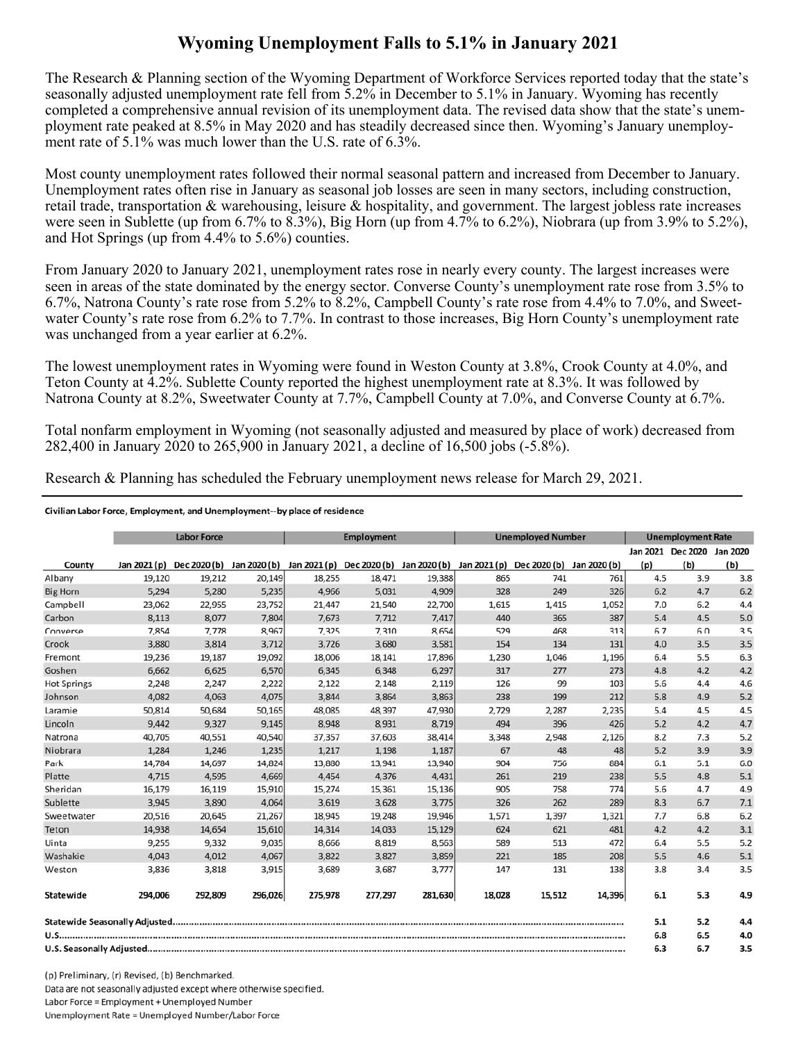# Wyoming Unemployment Falls to 5.1% in January 2021

The Research & Planning section of the Wyoming Department of Workforce Services reported today that the state's seasonally adjusted unemployment rate fell from 5.2% in December to 5.1% in January. Wyoming has recently completed a comprehensive annual revision of its unemployment data. The revised data show that the state's unemployment rate peaked at 8.5% in May 2020 and has steadily decreased since then. Wyoming's January unemployment rate of 5.1% was much lower than the U.S. rate of 6.3%.

Most county unemployment rates followed their normal seasonal pattern and increased from December to January. Unemployment rates often rise in January as seasonal job losses are seen in many sectors, including construction, retail trade, transportation & warehousing, leisure & hospitality, and government. The largest jobless rate increases were seen in Sublette (up from 6.7% to 8.3%), Big Horn (up from 4.7% to 6.2%), Niobrara (up from 3.9% to 5.2%), and Hot Springs (up from 4.4% to 5.6%) counties.

From January 2020 to January 2021, unemployment rates rose in nearly every county. The largest increases were seen in areas of the state dominated by the energy sector. Converse County's unemployment rate rose from 3.5% to 6.7%, Natrona County's rate rose from 5.2% to 8.2%, Campbell County's rate rose from 4.4% to 7.0%, and Sweetwater County's rate rose from 6.2% to 7.7%. In contrast to those increases, Big Horn County's unemployment rate was unchanged from a year earlier at 6.2%.

The lowest unemployment rates in Wyoming were found in Weston County at 3.8%, Crook County at 4.0%, and Teton County at 4.2%. Sublette County reported the highest unemployment rate at 8.3%. It was followed by Natrona County at 8.2%, Sweetwater County at 7.7%, Campbell County at 7.0%, and Converse County at 6.7%.

Total nonfarm employment in Wyoming (not seasonally adjusted and measured by place of work) decreased from 282,400 in January 2020 to 265,900 in January 2021, a decline of 16,500 jobs (-5.8%).

Research & Planning has scheduled the February unemployment news release for March 29, 2021.

**Civilian Labor Force, Employment, and Unemployment--by place of residence**

| | Labor Force | | | Employment | | | Unemployed Number | | | Unemployment Rate | | |
|---|---|---|---|---|---|---|---|---|---|---|---|---|
| County | Jan 2021 (p) | Dec 2020 (b) | Jan 2020 (b) | Jan 2021 (p) | Dec 2020 (b) | Jan 2020 (b) | Jan 2021 (p) | Dec 2020 (b) | Jan 2020 (b) | Jan 2021 (p) | Dec 2020 (b) | Jan 2020 (b) |
| Albany | 19,120 | 19,212 | 20,149 | 18,255 | 18,471 | 19,388 | 865 | 741 | 761 | 4.5 | 3.9 | 3.8 |
| Big Horn | 5,294 | 5,280 | 5,235 | 4,966 | 5,031 | 4,909 | 328 | 249 | 326 | 6.2 | 4.7 | 6.2 |
| Campbell | 23,062 | 22,955 | 23,752 | 21,447 | 21,540 | 22,700 | 1,615 | 1,415 | 1,052 | 7.0 | 6.2 | 4.4 |
| Carbon | 8,113 | 8,077 | 7,804 | 7,673 | 7,712 | 7,417 | 440 | 365 | 387 | 5.4 | 4.5 | 5.0 |
| Converse | 7,854 | 7,778 | 8,967 | 7,325 | 7,310 | 8,654 | 529 | 468 | 313 | 6.7 | 6.0 | 3.5 |
| Crook | 3,880 | 3,814 | 3,712 | 3,726 | 3,680 | 3,581 | 154 | 134 | 131 | 4.0 | 3.5 | 3.5 |
| Fremont | 19,236 | 19,187 | 19,092 | 18,006 | 18,141 | 17,896 | 1,230 | 1,046 | 1,196 | 6.4 | 5.5 | 6.3 |
| Goshen | 6,662 | 6,625 | 6,570 | 6,345 | 6,348 | 6,297 | 317 | 277 | 273 | 4.8 | 4.2 | 4.2 |
| Hot Springs | 2,248 | 2,247 | 2,222 | 2,122 | 2,148 | 2,119 | 126 | 99 | 103 | 5.6 | 4.4 | 4.6 |
| Johnson | 4,082 | 4,063 | 4,075 | 3,844 | 3,864 | 3,863 | 238 | 199 | 212 | 5.8 | 4.9 | 5.2 |
| Laramie | 50,814 | 50,684 | 50,165 | 48,085 | 48,397 | 47,930 | 2,729 | 2,287 | 2,235 | 5.4 | 4.5 | 4.5 |
| Lincoln | 9,442 | 9,327 | 9,145 | 8,948 | 8,931 | 8,719 | 494 | 396 | 426 | 5.2 | 4.2 | 4.7 |
| Natrona | 40,705 | 40,551 | 40,540 | 37,357 | 37,603 | 38,414 | 3,348 | 2,948 | 2,126 | 8.2 | 7.3 | 5.2 |
| Niobrara | 1,284 | 1,246 | 1,235 | 1,217 | 1,198 | 1,187 | 67 | 48 | 48 | 5.2 | 3.9 | 3.9 |
| Park | 14,784 | 14,697 | 14,824 | 13,880 | 13,941 | 13,940 | 904 | 756 | 884 | 6.1 | 5.1 | 6.0 |
| Platte | 4,715 | 4,595 | 4,669 | 4,454 | 4,376 | 4,431 | 261 | 219 | 238 | 5.5 | 4.8 | 5.1 |
| Sheridan | 16,179 | 16,119 | 15,910 | 15,274 | 15,361 | 15,136 | 905 | 758 | 774 | 5.6 | 4.7 | 4.9 |
| Sublette | 3,945 | 3,890 | 4,064 | 3,619 | 3,628 | 3,775 | 326 | 262 | 289 | 8.3 | 6.7 | 7.1 |
| Sweetwater | 20,516 | 20,645 | 21,267 | 18,945 | 19,248 | 19,946 | 1,571 | 1,397 | 1,321 | 7.7 | 6.8 | 6.2 |
| Teton | 14,938 | 14,654 | 15,610 | 14,314 | 14,033 | 15,129 | 624 | 621 | 481 | 4.2 | 4.2 | 3.1 |
| Uinta | 9,255 | 9,332 | 9,035 | 8,666 | 8,819 | 8,563 | 589 | 513 | 472 | 6.4 | 5.5 | 5.2 |
| Washakie | 4,043 | 4,012 | 4,067 | 3,822 | 3,827 | 3,859 | 221 | 185 | 208 | 5.5 | 4.6 | 5.1 |
| Weston | 3,836 | 3,818 | 3,915 | 3,689 | 3,687 | 3,777 | 147 | 131 | 138 | 3.8 | 3.4 | 3.5 |
| **Statewide** | **294,006** | **292,809** | **296,026** | **275,978** | **277,297** | **281,630** | **18,028** | **15,512** | **14,396** | **6.1** | **5.3** | **4.9** |
| **Statewide Seasonally Adjusted** | | | | | | | | | | **5.1** | **5.2** | **4.4** |
| **U.S.** | | | | | | | | | | **6.8** | **6.5** | **4.0** |
| **U.S. Seasonally Adjusted** | | | | | | | | | | **6.3** | **6.7** | **3.5** |

(p) Preliminary, (r) Revised, (b) Benchmarked.
Data are not seasonally adjusted except where otherwise specified.
Labor Force = Employment + Unemployed Number
Unemployment Rate = Unemployed Number/Labor Force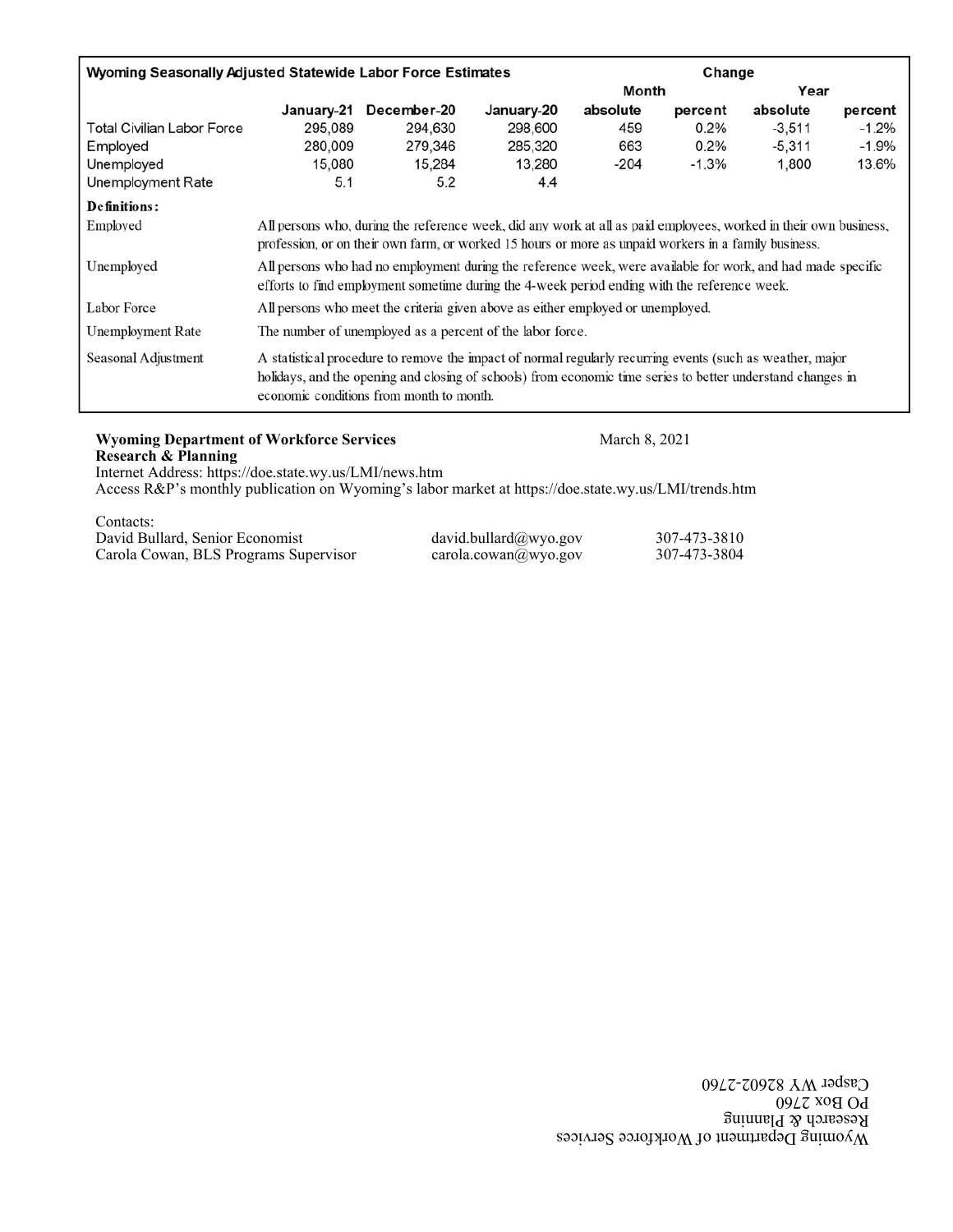| Wyoming Seasonally Adjusted Statewide Labor Force Estimates | | | | Change | | | |
|---|---|---|---|---|---|---|---|
| | | | | Month | | Year | |
| | January-21 | December-20 | January-20 | absolute | percent | absolute | percent |
| Total Civilian Labor Force | 295,089 | 294,630 | 298,600 | 459 | 0.2% | -3,511 | -1.2% |
| Employed | 280,009 | 279,346 | 285,320 | 663 | 0.2% | -5,311 | -1.9% |
| Unemployed | 15,080 | 15,284 | 13,280 | -204 | -1.3% | 1,800 | 13.6% |
| Unemployment Rate | 5.1 | 5.2 | 4.4 | | | | |

**Definitions:**

| | |
|---|---|
| Employed | All persons who, during the reference week, did any work at all as paid employees, worked in their own business, profession, or on their own farm, or worked 15 hours or more as unpaid workers in a family business. |
| Unemployed | All persons who had no employment during the reference week, were available for work, and had made specific efforts to find employment sometime during the 4-week period ending with the reference week. |
| Labor Force | All persons who meet the criteria given above as either employed or unemployed. |
| Unemployment Rate | The number of unemployed as a percent of the labor force. |
| Seasonal Adjustment | A statistical procedure to remove the impact of normal regularly recurring events (such as weather, major holidays, and the opening and closing of schools) from economic time series to better understand changes in economic conditions from month to month. |

**Wyoming Department of Workforce Services**
**Research & Planning**
March 8, 2021

Internet Address: https://doe.state.wy.us/LMI/news.htm
Access R&P's monthly publication on Wyoming's labor market at https://doe.state.wy.us/LMI/trends.htm

Contacts:

| | | |
|---|---|---|
| David Bullard, Senior Economist | david.bullard@wyo.gov | 307-473-3810 |
| Carola Cowan, BLS Programs Supervisor | carola.cowan@wyo.gov | 307-473-3804 |

Wyoming Department of Workforce Services
Research & Planning
PO Box 2760
Casper WY 82602-2760